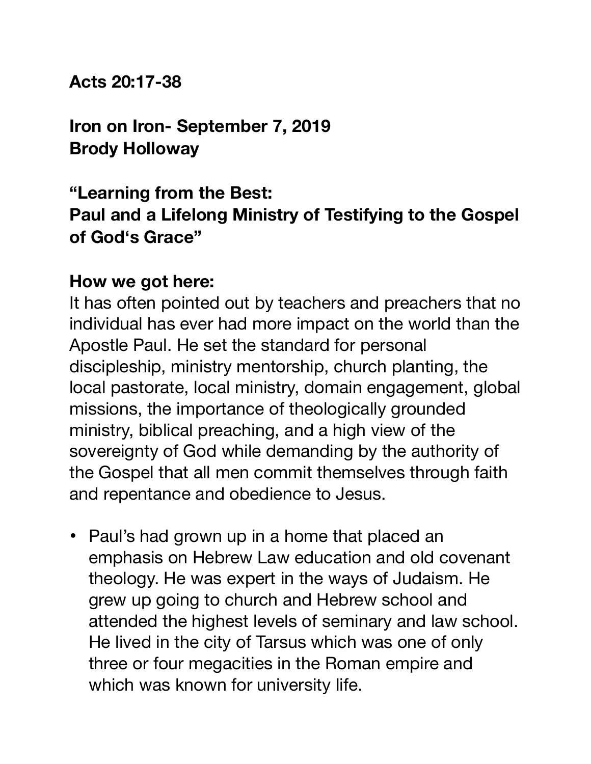**Acts 20:17-38**

**Iron on Iron- September 7, 2019**
**Brody Holloway**

**“Learning from the Best:**
**Paul and a Lifelong Ministry of Testifying to the Gospel of God‘s Grace”**

**How we got here:**
It has often pointed out by teachers and preachers that no individual has ever had more impact on the world than the Apostle Paul. He set the standard for personal discipleship, ministry mentorship, church planting, the local pastorate, local ministry, domain engagement, global missions, the importance of theologically grounded ministry, biblical preaching, and a high view of the sovereignty of God while demanding by the authority of the Gospel that all men commit themselves through faith and repentance and obedience to Jesus.

- Paul’s had grown up in a home that placed an emphasis on Hebrew Law education and old covenant theology. He was expert in the ways of Judaism. He grew up going to church and Hebrew school and attended the highest levels of seminary and law school. He lived in the city of Tarsus which was one of only three or four megacities in the Roman empire and which was known for university life.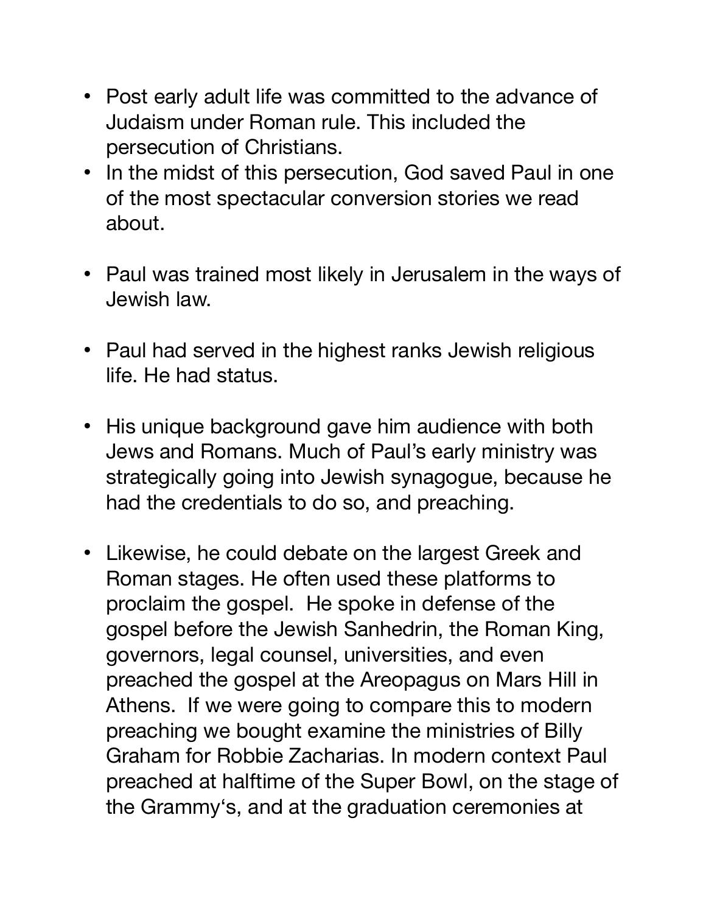- Post early adult life was committed to the advance of Judaism under Roman rule. This included the persecution of Christians.
- In the midst of this persecution, God saved Paul in one of the most spectacular conversion stories we read about.

- Paul was trained most likely in Jerusalem in the ways of Jewish law.

- Paul had served in the highest ranks Jewish religious life. He had status.

- His unique background gave him audience with both Jews and Romans. Much of Paul's early ministry was strategically going into Jewish synagogue, because he had the credentials to do so, and preaching.

- Likewise, he could debate on the largest Greek and Roman stages. He often used these platforms to proclaim the gospel. He spoke in defense of the gospel before the Jewish Sanhedrin, the Roman King, governors, legal counsel, universities, and even preached the gospel at the Areopagus on Mars Hill in Athens. If we were going to compare this to modern preaching we bought examine the ministries of Billy Graham for Robbie Zacharias. In modern context Paul preached at halftime of the Super Bowl, on the stage of the Grammy's, and at the graduation ceremonies at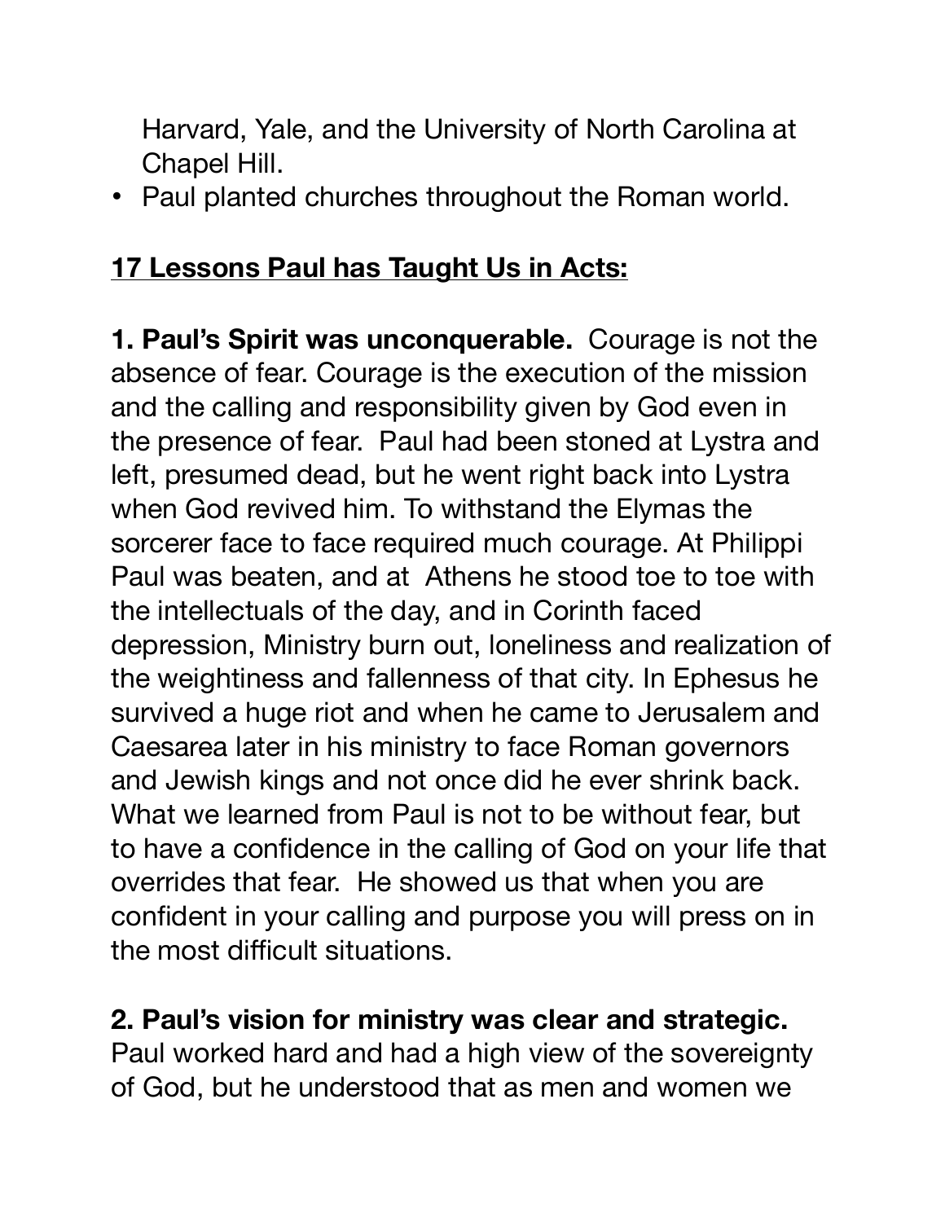Harvard, Yale, and the University of North Carolina at Chapel Hill.

- Paul planted churches throughout the Roman world.

## 17 Lessons Paul has Taught Us in Acts:

**1. Paul's Spirit was unconquerable.** Courage is not the absence of fear. Courage is the execution of the mission and the calling and responsibility given by God even in the presence of fear. Paul had been stoned at Lystra and left, presumed dead, but he went right back into Lystra when God revived him. To withstand the Elymas the sorcerer face to face required much courage. At Philippi Paul was beaten, and at Athens he stood toe to toe with the intellectuals of the day, and in Corinth faced depression, Ministry burn out, loneliness and realization of the weightiness and fallenness of that city. In Ephesus he survived a huge riot and when he came to Jerusalem and Caesarea later in his ministry to face Roman governors and Jewish kings and not once did he ever shrink back. What we learned from Paul is not to be without fear, but to have a confidence in the calling of God on your life that overrides that fear. He showed us that when you are confident in your calling and purpose you will press on in the most difficult situations.

**2. Paul's vision for ministry was clear and strategic.** Paul worked hard and had a high view of the sovereignty of God, but he understood that as men and women we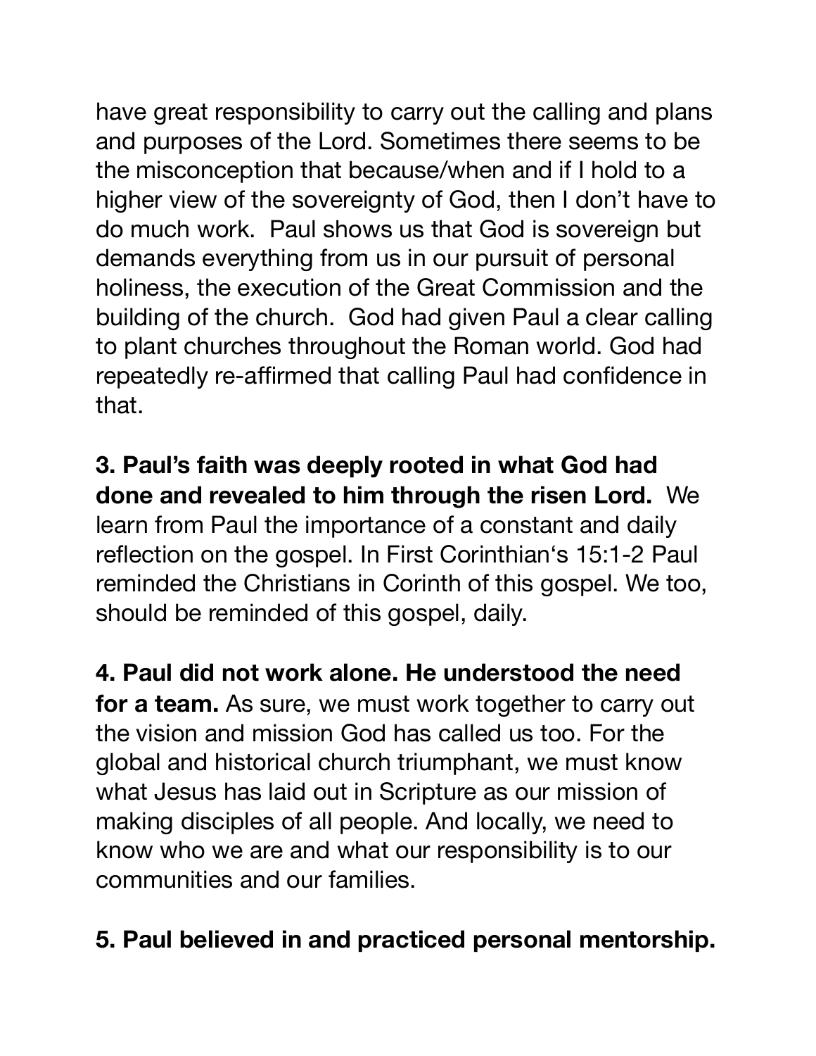have great responsibility to carry out the calling and plans and purposes of the Lord. Sometimes there seems to be the misconception that because/when and if I hold to a higher view of the sovereignty of God, then I don't have to do much work. Paul shows us that God is sovereign but demands everything from us in our pursuit of personal holiness, the execution of the Great Commission and the building of the church. God had given Paul a clear calling to plant churches throughout the Roman world. God had repeatedly re-affirmed that calling Paul had confidence in that.

**3. Paul's faith was deeply rooted in what God had done and revealed to him through the risen Lord.** We learn from Paul the importance of a constant and daily reflection on the gospel. In First Corinthian's 15:1-2 Paul reminded the Christians in Corinth of this gospel. We too, should be reminded of this gospel, daily.

**4. Paul did not work alone. He understood the need for a team.** As sure, we must work together to carry out the vision and mission God has called us too. For the global and historical church triumphant, we must know what Jesus has laid out in Scripture as our mission of making disciples of all people. And locally, we need to know who we are and what our responsibility is to our communities and our families.

**5. Paul believed in and practiced personal mentorship.**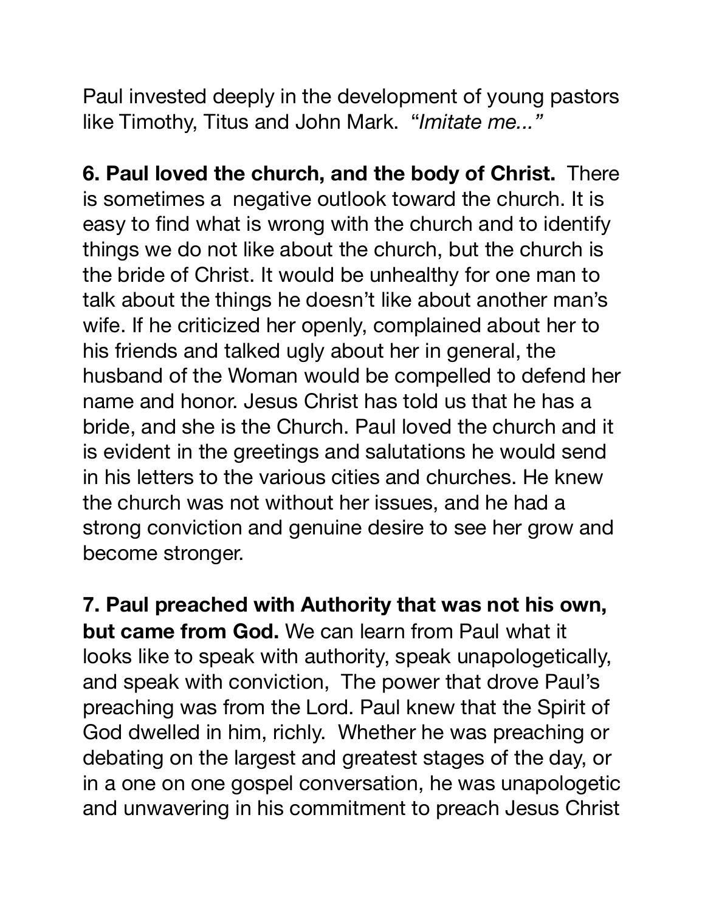Paul invested deeply in the development of young pastors like Timothy, Titus and John Mark. "*Imitate me...*"

**6. Paul loved the church, and the body of Christ.** There is sometimes a negative outlook toward the church. It is easy to find what is wrong with the church and to identify things we do not like about the church, but the church is the bride of Christ. It would be unhealthy for one man to talk about the things he doesn't like about another man's wife. If he criticized her openly, complained about her to his friends and talked ugly about her in general, the husband of the Woman would be compelled to defend her name and honor. Jesus Christ has told us that he has a bride, and she is the Church. Paul loved the church and it is evident in the greetings and salutations he would send in his letters to the various cities and churches. He knew the church was not without her issues, and he had a strong conviction and genuine desire to see her grow and become stronger.

**7. Paul preached with Authority that was not his own, but came from God.** We can learn from Paul what it looks like to speak with authority, speak unapologetically, and speak with conviction, The power that drove Paul's preaching was from the Lord. Paul knew that the Spirit of God dwelled in him, richly. Whether he was preaching or debating on the largest and greatest stages of the day, or in a one on one gospel conversation, he was unapologetic and unwavering in his commitment to preach Jesus Christ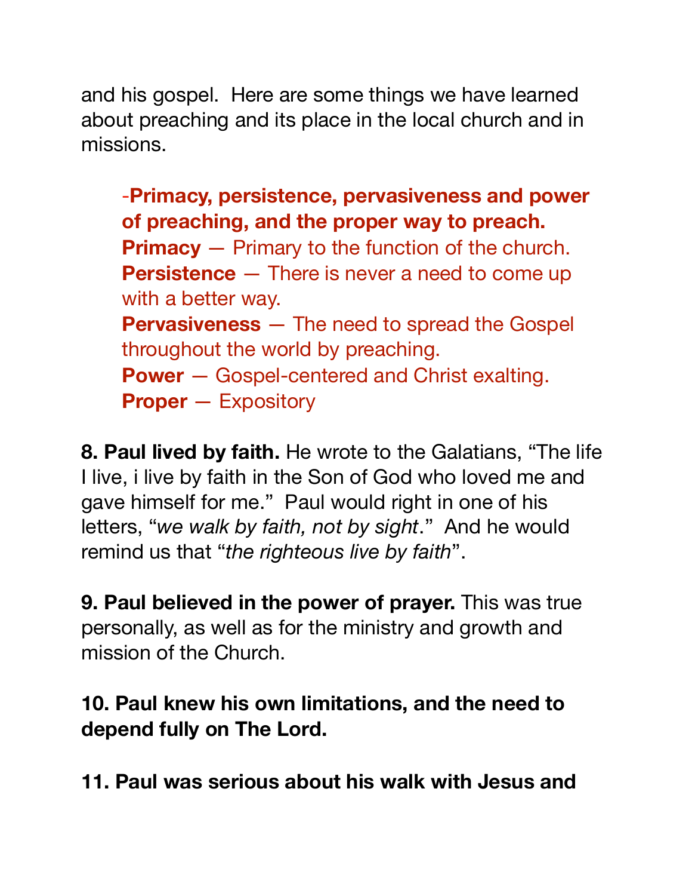and his gospel.  Here are some things we have learned about preaching and its place in the local church and in missions.

> -**Primacy, persistence, pervasiveness and power of preaching, and the proper way to preach.**
> **Primacy** — Primary to the function of the church.
> **Persistence** — There is never a need to come up with a better way.
> **Pervasiveness** — The need to spread the Gospel throughout the world by preaching.
> **Power** — Gospel-centered and Christ exalting.
> **Proper** — Expository

**8. Paul lived by faith.** He wrote to the Galatians, "The life I live, i live by faith in the Son of God who loved me and gave himself for me."  Paul would right in one of his letters, "*we walk by faith, not by sight*."  And he would remind us that "*the righteous live by faith*".

**9. Paul believed in the power of prayer.** This was true personally, as well as for the ministry and growth and mission of the Church.

**10. Paul knew his own limitations, and the need to depend fully on The Lord.**

**11. Paul was serious about his walk with Jesus and**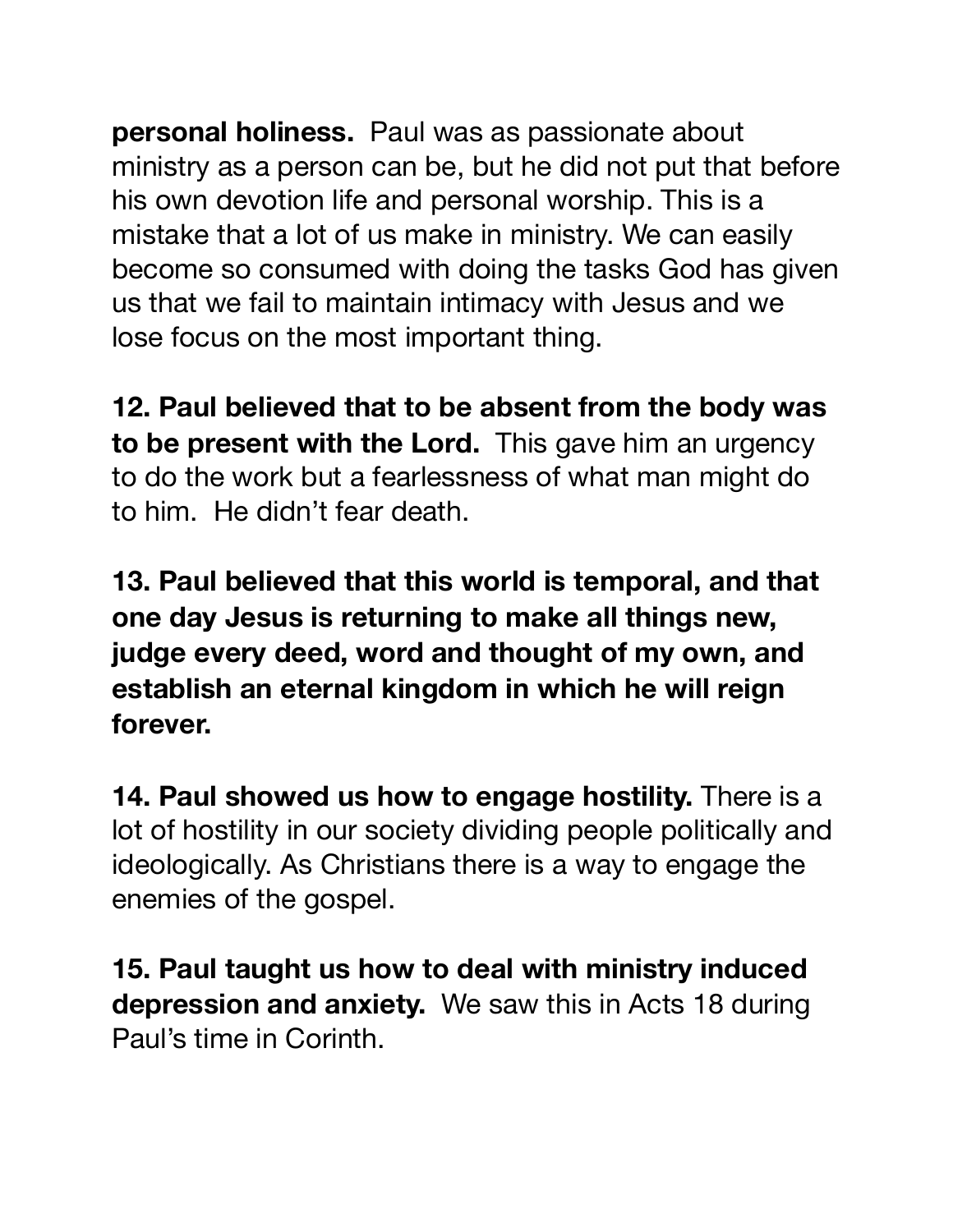**personal holiness.** Paul was as passionate about ministry as a person can be, but he did not put that before his own devotion life and personal worship. This is a mistake that a lot of us make in ministry. We can easily become so consumed with doing the tasks God has given us that we fail to maintain intimacy with Jesus and we lose focus on the most important thing.

**12. Paul believed that to be absent from the body was to be present with the Lord.** This gave him an urgency to do the work but a fearlessness of what man might do to him. He didn't fear death.

**13. Paul believed that this world is temporal, and that one day Jesus is returning to make all things new, judge every deed, word and thought of my own, and establish an eternal kingdom in which he will reign forever.**

**14. Paul showed us how to engage hostility.** There is a lot of hostility in our society dividing people politically and ideologically. As Christians there is a way to engage the enemies of the gospel.

**15. Paul taught us how to deal with ministry induced depression and anxiety.** We saw this in Acts 18 during Paul's time in Corinth.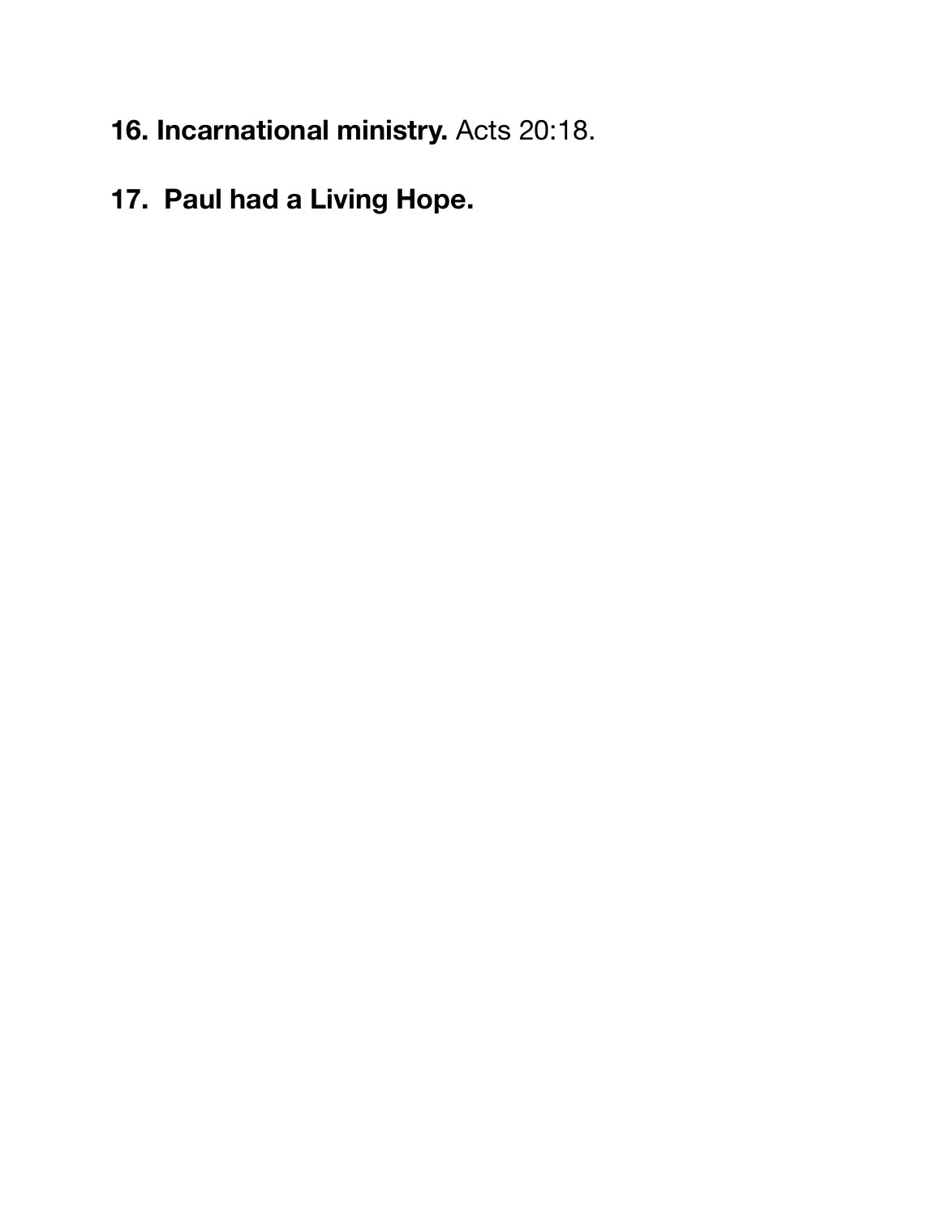**16. Incarnational ministry.** Acts 20:18.

**17. Paul had a Living Hope.**